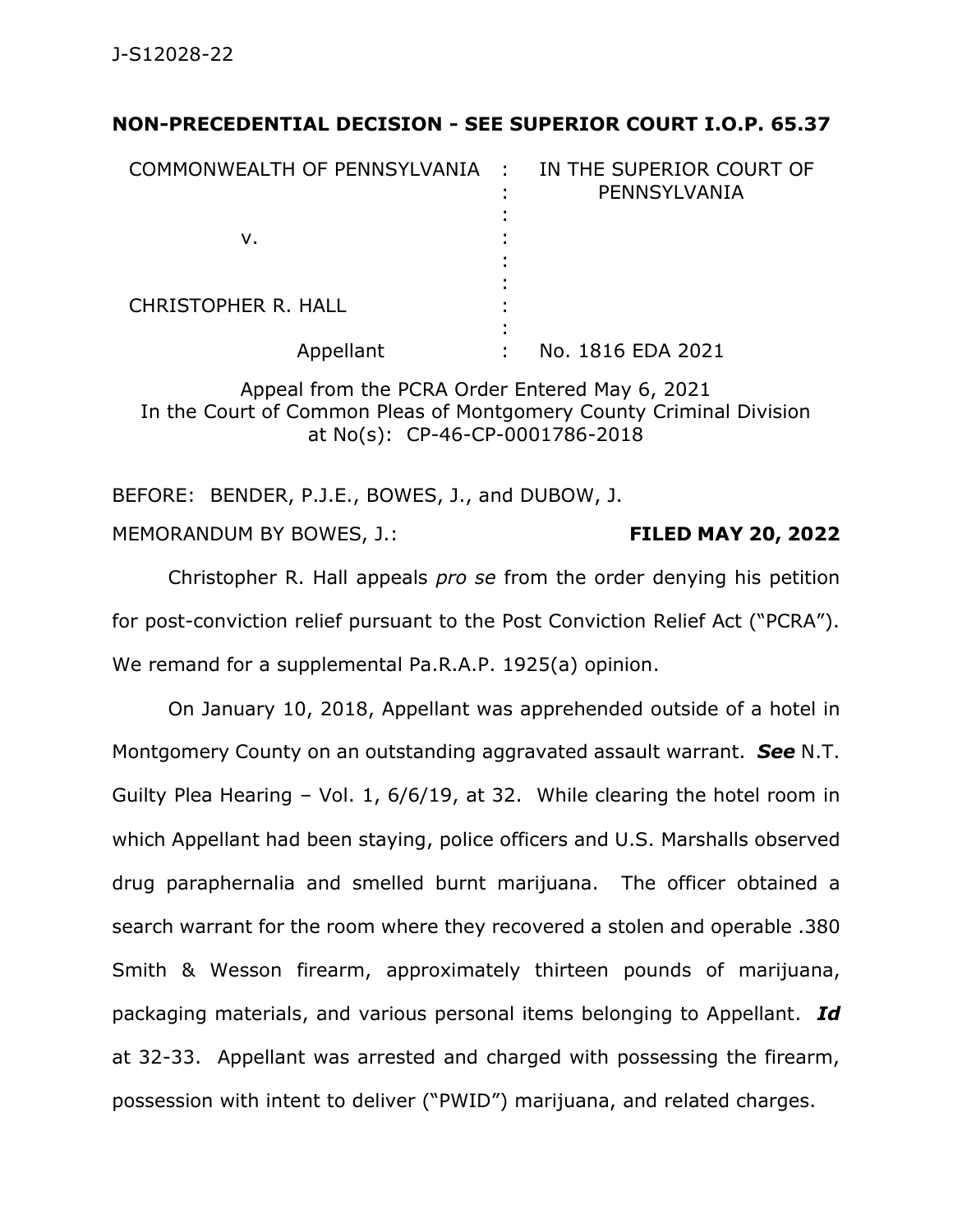J-S12028-22

**NON-PRECEDENTIAL DECISION - SEE SUPERIOR COURT I.O.P. 65.37**

| | | |
|---|---|---|
| COMMONWEALTH OF PENNSYLVANIA | : | IN THE SUPERIOR COURT OF PENNSYLVANIA |
| v. | : | |
| CHRISTOPHER R. HALL | : | |
| Appellant | : | No. 1816 EDA 2021 |

Appeal from the PCRA Order Entered May 6, 2021
In the Court of Common Pleas of Montgomery County Criminal Division at No(s): CP-46-CP-0001786-2018

BEFORE: BENDER, P.J.E., BOWES, J., and DUBOW, J.

MEMORANDUM BY BOWES, J.: **FILED MAY 20, 2022**

Christopher R. Hall appeals *pro se* from the order denying his petition for post-conviction relief pursuant to the Post Conviction Relief Act ("PCRA"). We remand for a supplemental Pa.R.A.P. 1925(a) opinion.

On January 10, 2018, Appellant was apprehended outside of a hotel in Montgomery County on an outstanding aggravated assault warrant. ***See*** N.T. Guilty Plea Hearing – Vol. 1, 6/6/19, at 32. While clearing the hotel room in which Appellant had been staying, police officers and U.S. Marshalls observed drug paraphernalia and smelled burnt marijuana. The officer obtained a search warrant for the room where they recovered a stolen and operable .380 Smith & Wesson firearm, approximately thirteen pounds of marijuana, packaging materials, and various personal items belonging to Appellant. ***Id*** at 32-33. Appellant was arrested and charged with possessing the firearm, possession with intent to deliver ("PWID") marijuana, and related charges.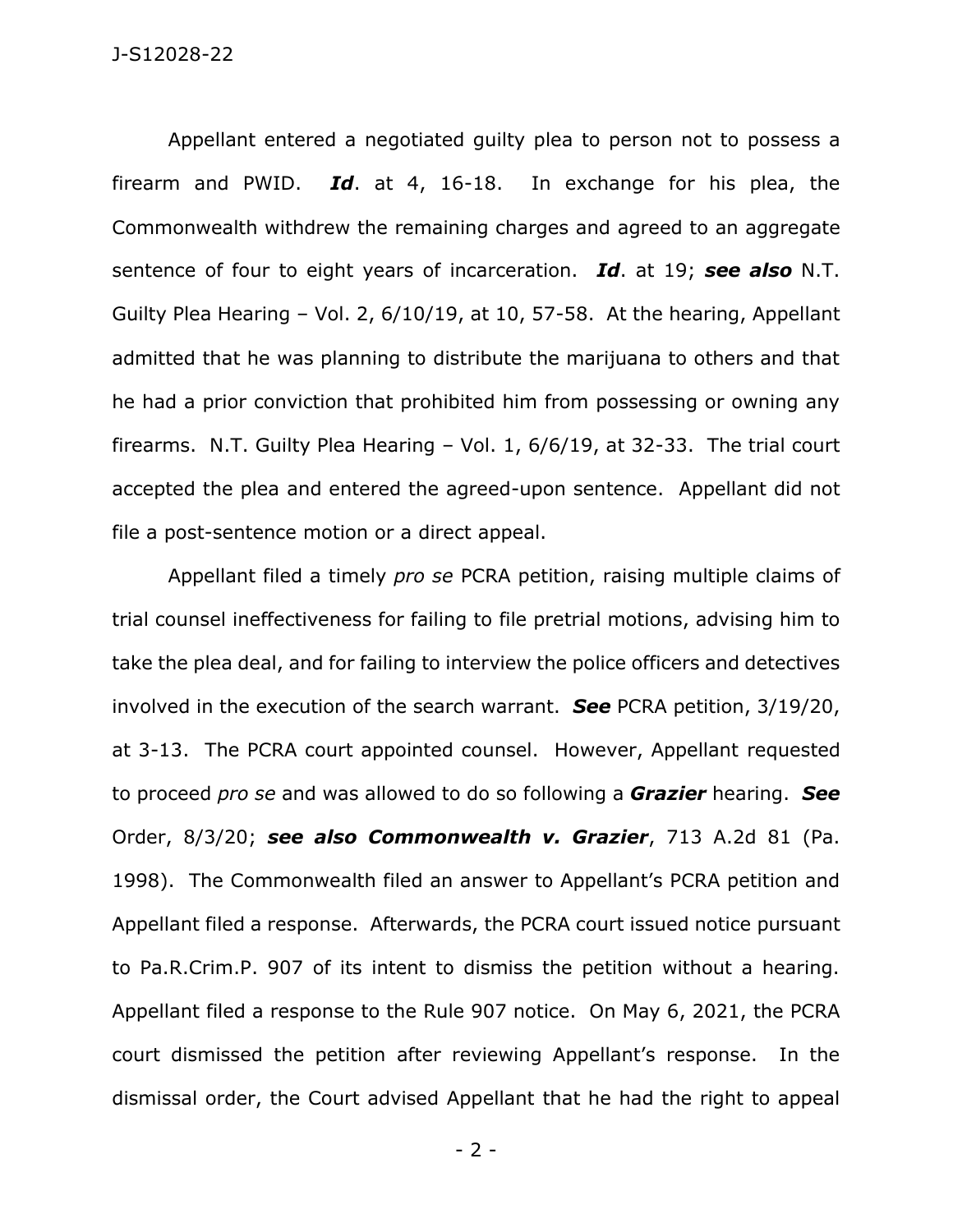Appellant entered a negotiated guilty plea to person not to possess a firearm and PWID. ***Id***. at 4, 16-18. In exchange for his plea, the Commonwealth withdrew the remaining charges and agreed to an aggregate sentence of four to eight years of incarceration. ***Id***. at 19; ***see also*** N.T. Guilty Plea Hearing – Vol. 2, 6/10/19, at 10, 57-58. At the hearing, Appellant admitted that he was planning to distribute the marijuana to others and that he had a prior conviction that prohibited him from possessing or owning any firearms. N.T. Guilty Plea Hearing – Vol. 1, 6/6/19, at 32-33. The trial court accepted the plea and entered the agreed-upon sentence. Appellant did not file a post-sentence motion or a direct appeal.

Appellant filed a timely *pro se* PCRA petition, raising multiple claims of trial counsel ineffectiveness for failing to file pretrial motions, advising him to take the plea deal, and for failing to interview the police officers and detectives involved in the execution of the search warrant. ***See*** PCRA petition, 3/19/20, at 3-13. The PCRA court appointed counsel. However, Appellant requested to proceed *pro se* and was allowed to do so following a ***Grazier*** hearing. ***See*** Order, 8/3/20; ***see also Commonwealth v. Grazier***, 713 A.2d 81 (Pa. 1998). The Commonwealth filed an answer to Appellant's PCRA petition and Appellant filed a response. Afterwards, the PCRA court issued notice pursuant to Pa.R.Crim.P. 907 of its intent to dismiss the petition without a hearing. Appellant filed a response to the Rule 907 notice. On May 6, 2021, the PCRA court dismissed the petition after reviewing Appellant's response. In the dismissal order, the Court advised Appellant that he had the right to appeal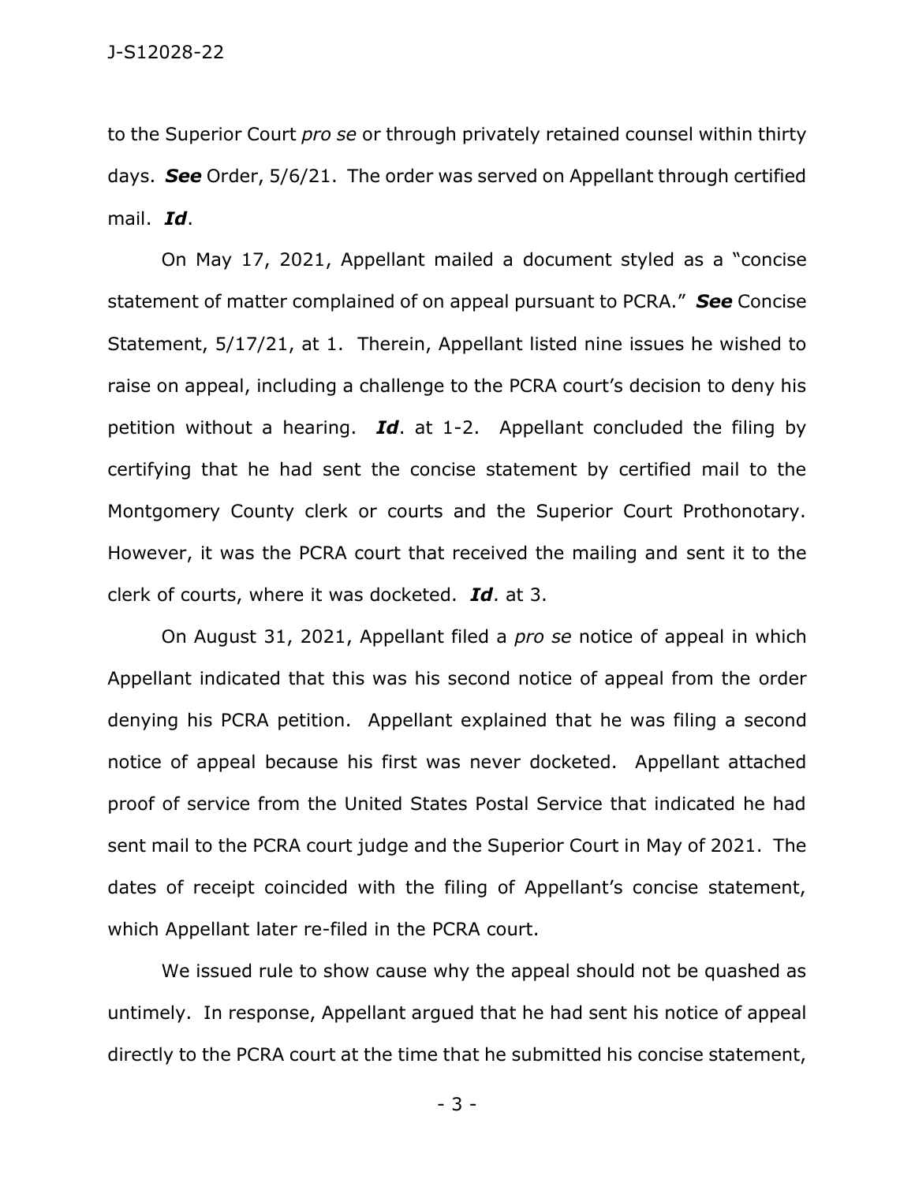to the Superior Court *pro se* or through privately retained counsel within thirty days. ***See*** Order, 5/6/21. The order was served on Appellant through certified mail. ***Id***.

On May 17, 2021, Appellant mailed a document styled as a "concise statement of matter complained of on appeal pursuant to PCRA." ***See*** Concise Statement, 5/17/21, at 1. Therein, Appellant listed nine issues he wished to raise on appeal, including a challenge to the PCRA court's decision to deny his petition without a hearing. ***Id***. at 1-2. Appellant concluded the filing by certifying that he had sent the concise statement by certified mail to the Montgomery County clerk or courts and the Superior Court Prothonotary. However, it was the PCRA court that received the mailing and sent it to the clerk of courts, where it was docketed. ***Id***. at 3.

On August 31, 2021, Appellant filed a *pro se* notice of appeal in which Appellant indicated that this was his second notice of appeal from the order denying his PCRA petition. Appellant explained that he was filing a second notice of appeal because his first was never docketed. Appellant attached proof of service from the United States Postal Service that indicated he had sent mail to the PCRA court judge and the Superior Court in May of 2021. The dates of receipt coincided with the filing of Appellant's concise statement, which Appellant later re-filed in the PCRA court.

We issued rule to show cause why the appeal should not be quashed as untimely. In response, Appellant argued that he had sent his notice of appeal directly to the PCRA court at the time that he submitted his concise statement,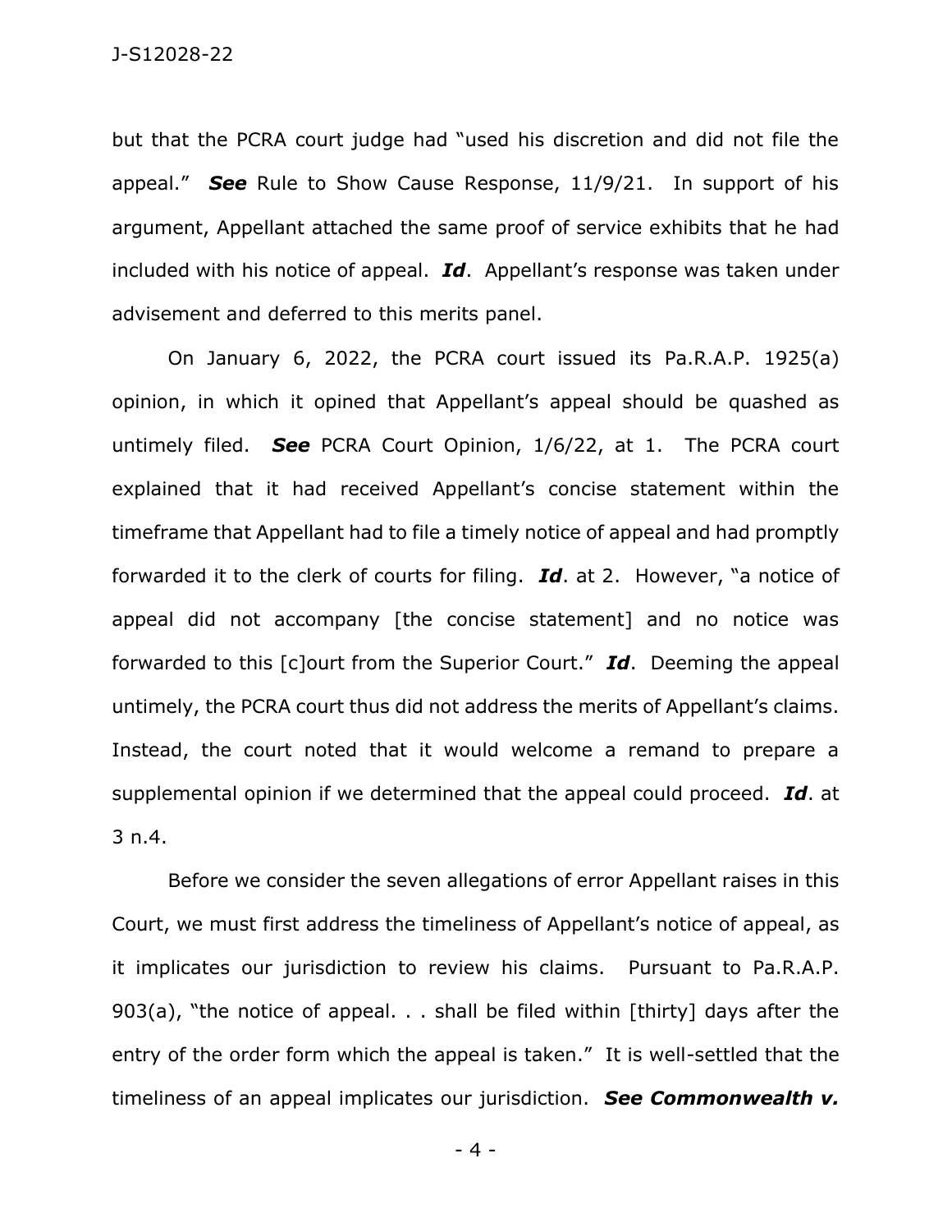but that the PCRA court judge had "used his discretion and did not file the appeal." ***See*** Rule to Show Cause Response, 11/9/21. In support of his argument, Appellant attached the same proof of service exhibits that he had included with his notice of appeal. ***Id***. Appellant's response was taken under advisement and deferred to this merits panel.

On January 6, 2022, the PCRA court issued its Pa.R.A.P. 1925(a) opinion, in which it opined that Appellant's appeal should be quashed as untimely filed. ***See*** PCRA Court Opinion, 1/6/22, at 1. The PCRA court explained that it had received Appellant's concise statement within the timeframe that Appellant had to file a timely notice of appeal and had promptly forwarded it to the clerk of courts for filing. ***Id***. at 2. However, "a notice of appeal did not accompany [the concise statement] and no notice was forwarded to this [c]ourt from the Superior Court." ***Id***. Deeming the appeal untimely, the PCRA court thus did not address the merits of Appellant's claims. Instead, the court noted that it would welcome a remand to prepare a supplemental opinion if we determined that the appeal could proceed. ***Id***. at 3 n.4.

Before we consider the seven allegations of error Appellant raises in this Court, we must first address the timeliness of Appellant's notice of appeal, as it implicates our jurisdiction to review his claims. Pursuant to Pa.R.A.P. 903(a), "the notice of appeal. . . shall be filed within [thirty] days after the entry of the order form which the appeal is taken." It is well-settled that the timeliness of an appeal implicates our jurisdiction. ***See Commonwealth v.***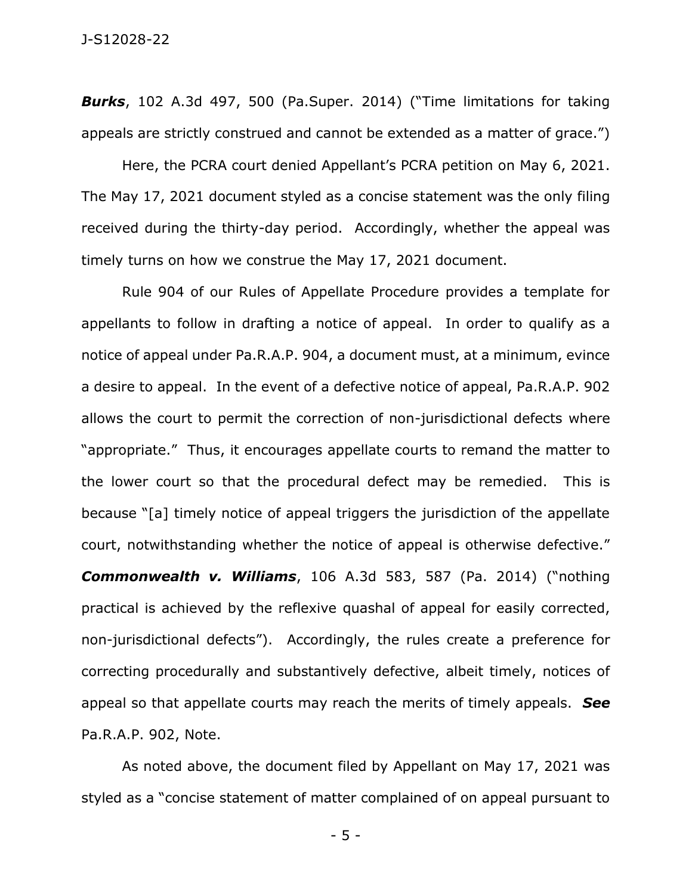***Burks***, 102 A.3d 497, 500 (Pa.Super. 2014) ("Time limitations for taking appeals are strictly construed and cannot be extended as a matter of grace.")

Here, the PCRA court denied Appellant's PCRA petition on May 6, 2021. The May 17, 2021 document styled as a concise statement was the only filing received during the thirty-day period. Accordingly, whether the appeal was timely turns on how we construe the May 17, 2021 document.

Rule 904 of our Rules of Appellate Procedure provides a template for appellants to follow in drafting a notice of appeal. In order to qualify as a notice of appeal under Pa.R.A.P. 904, a document must, at a minimum, evince a desire to appeal. In the event of a defective notice of appeal, Pa.R.A.P. 902 allows the court to permit the correction of non-jurisdictional defects where "appropriate." Thus, it encourages appellate courts to remand the matter to the lower court so that the procedural defect may be remedied. This is because "[a] timely notice of appeal triggers the jurisdiction of the appellate court, notwithstanding whether the notice of appeal is otherwise defective." ***Commonwealth v. Williams***, 106 A.3d 583, 587 (Pa. 2014) ("nothing practical is achieved by the reflexive quashal of appeal for easily corrected, non-jurisdictional defects"). Accordingly, the rules create a preference for correcting procedurally and substantively defective, albeit timely, notices of appeal so that appellate courts may reach the merits of timely appeals. ***See*** Pa.R.A.P. 902, Note.

As noted above, the document filed by Appellant on May 17, 2021 was styled as a "concise statement of matter complained of on appeal pursuant to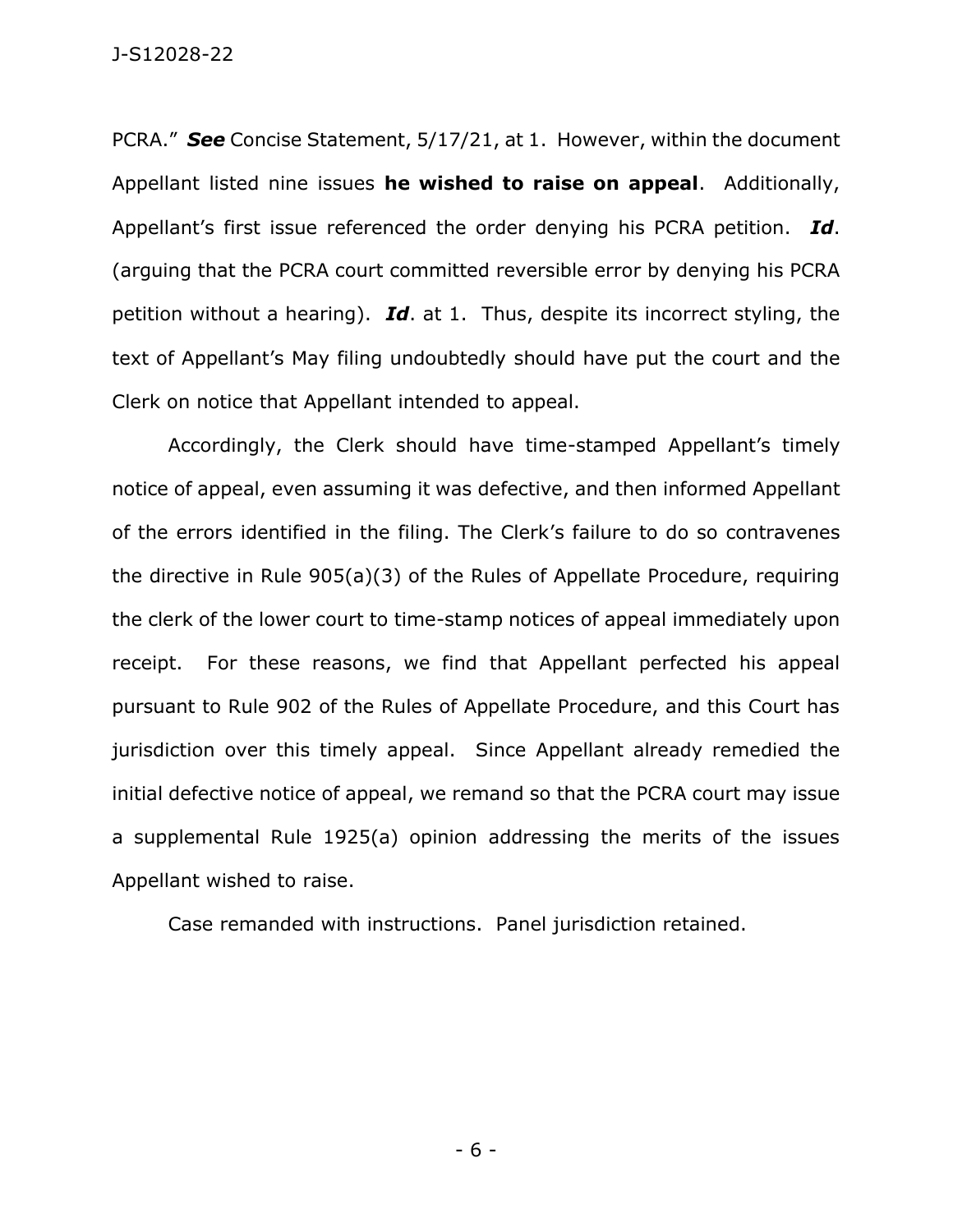PCRA." ***See*** Concise Statement, 5/17/21, at 1. However, within the document Appellant listed nine issues **he wished to raise on appeal**. Additionally, Appellant's first issue referenced the order denying his PCRA petition. ***Id***. (arguing that the PCRA court committed reversible error by denying his PCRA petition without a hearing). ***Id***. at 1. Thus, despite its incorrect styling, the text of Appellant's May filing undoubtedly should have put the court and the Clerk on notice that Appellant intended to appeal.

Accordingly, the Clerk should have time-stamped Appellant's timely notice of appeal, even assuming it was defective, and then informed Appellant of the errors identified in the filing. The Clerk's failure to do so contravenes the directive in Rule 905(a)(3) of the Rules of Appellate Procedure, requiring the clerk of the lower court to time-stamp notices of appeal immediately upon receipt. For these reasons, we find that Appellant perfected his appeal pursuant to Rule 902 of the Rules of Appellate Procedure, and this Court has jurisdiction over this timely appeal. Since Appellant already remedied the initial defective notice of appeal, we remand so that the PCRA court may issue a supplemental Rule 1925(a) opinion addressing the merits of the issues Appellant wished to raise.

Case remanded with instructions. Panel jurisdiction retained.